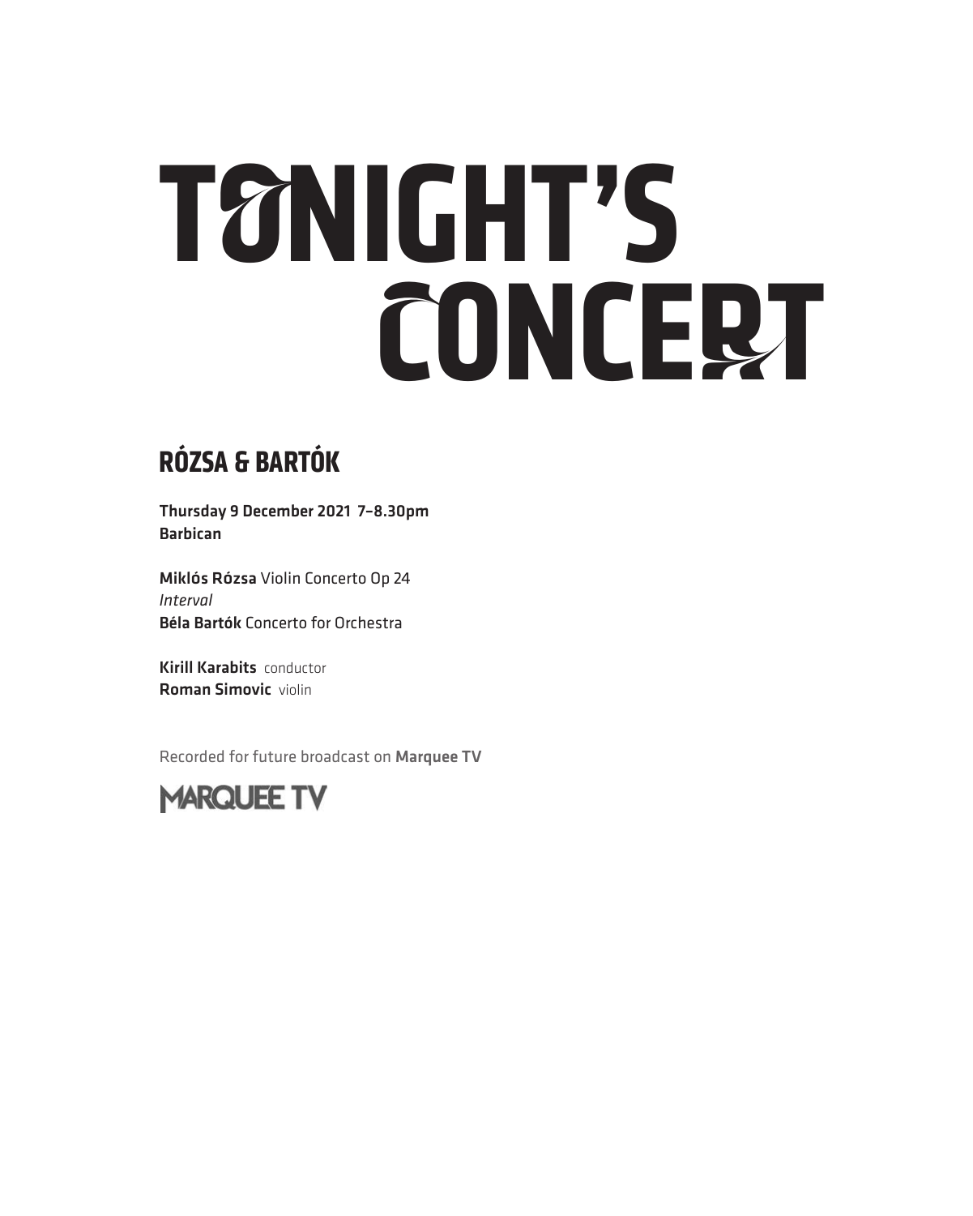# TONIGHT'S CONCERT

## RÓZSA & BARTÓK

**Thursday 9 December 2021 7–8.30pm**
**Barbican**

**Miklós Rózsa** Violin Concerto Op 24
*Interval*
**Béla Bartók** Concerto for Orchestra

**Kirill Karabits** conductor
**Roman Simovic** violin

Recorded for future broadcast on **Marquee TV**

MARQUEE TV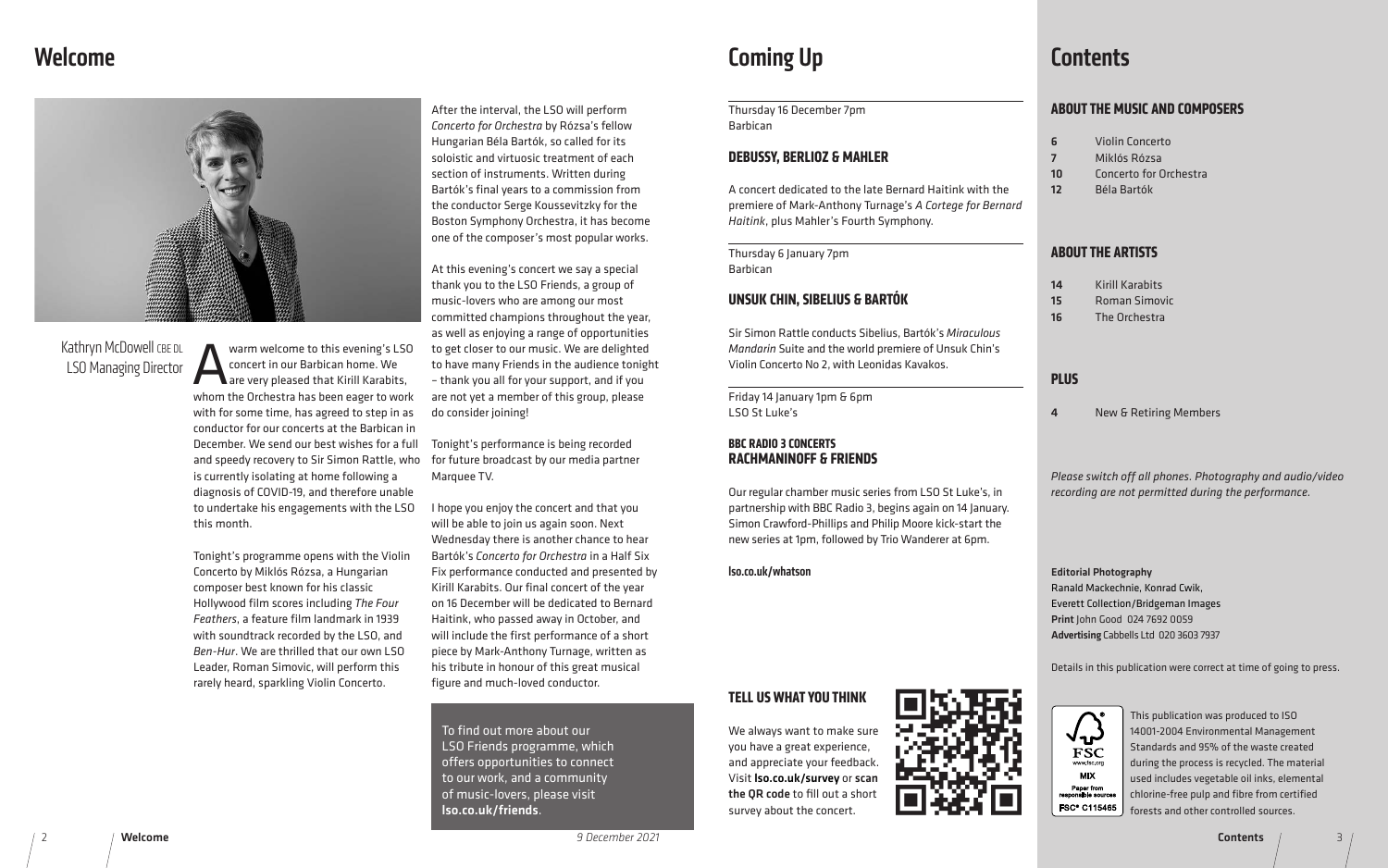# Welcome

Kathryn McDowell CBE DL
LSO Managing Director

A warm welcome to this evening's LSO concert in our Barbican home. We are very pleased that Kirill Karabits, whom the Orchestra has been eager to work with for some time, has agreed to step in as conductor for our concerts at the Barbican in December. We send our best wishes for a full and speedy recovery to Sir Simon Rattle, who is currently isolating at home following a diagnosis of COVID-19, and therefore unable to undertake his engagements with the LSO this month.

Tonight's programme opens with the Violin Concerto by Miklós Rózsa, a Hungarian composer best known for his classic Hollywood film scores including *The Four Feathers*, a feature film landmark in 1939 with soundtrack recorded by the LSO, and *Ben-Hur*. We are thrilled that our own LSO Leader, Roman Simovic, will perform this rarely heard, sparkling Violin Concerto.

After the interval, the LSO will perform *Concerto for Orchestra* by Rózsa's fellow Hungarian Béla Bartók, so called for its soloistic and virtuosic treatment of each section of instruments. Written during Bartók's final years to a commission from the conductor Serge Koussevitzky for the Boston Symphony Orchestra, it has become one of the composer's most popular works.

At this evening's concert we say a special thank you to the LSO Friends, a group of music-lovers who are among our most committed champions throughout the year, as well as enjoying a range of opportunities to get closer to our music. We are delighted to have many Friends in the audience tonight – thank you all for your support, and if you are not yet a member of this group, please do consider joining!

Tonight's performance is being recorded for future broadcast by our media partner Marquee TV.

I hope you enjoy the concert and that you will be able to join us again soon. Next Wednesday there is another chance to hear Bartók's *Concerto for Orchestra* in a Half Six Fix performance conducted and presented by Kirill Karabits. Our final concert of the year on 16 December will be dedicated to Bernard Haitink, who passed away in October, and will include the first performance of a short piece by Mark-Anthony Turnage, written as his tribute in honour of this great musical figure and much-loved conductor.

To find out more about our LSO Friends programme, which offers opportunities to connect to our work, and a community of music-lovers, please visit **lso.co.uk/friends**.

# Coming Up

Thursday 16 December 7pm
Barbican

### DEBUSSY, BERLIOZ & MAHLER

A concert dedicated to the late Bernard Haitink with the premiere of Mark-Anthony Turnage's *A Cortege for Bernard Haitink*, plus Mahler's Fourth Symphony.

Thursday 6 January 7pm
Barbican

### UNSUK CHIN, SIBELIUS & BARTÓK

Sir Simon Rattle conducts Sibelius, Bartók's *Miraculous Mandarin* Suite and the world premiere of Unsuk Chin's Violin Concerto No 2, with Leonidas Kavakos.

Friday 14 January 1pm & 6pm
LSO St Luke's

### BBC RADIO 3 CONCERTS
### RACHMANINOFF & FRIENDS

Our regular chamber music series from LSO St Luke's, in partnership with BBC Radio 3, begins again on 14 January. Simon Crawford-Phillips and Philip Moore kick-start the new series at 1pm, followed by Trio Wanderer at 6pm.

**lso.co.uk/whatson**

### TELL US WHAT YOU THINK

We always want to make sure you have a great experience, and appreciate your feedback. Visit **lso.co.uk/survey** or **scan the QR code** to fill out a short survey about the concert.

9 December 2021

# Contents

### ABOUT THE MUSIC AND COMPOSERS

- **6** Violin Concerto
- **7** Miklós Rózsa
- **10** Concerto for Orchestra
- **12** Béla Bartók

### ABOUT THE ARTISTS

- **14** Kirill Karabits
- **15** Roman Simovic
- **16** The Orchestra

### PLUS

- **4** New & Retiring Members

*Please switch off all phones. Photography and audio/video recording are not permitted during the performance.*

**Editorial Photography**
Ranald Mackechnie, Konrad Cwik, Everett Collection/Bridgeman Images
**Print** John Good 024 7692 0059
**Advertising** Cabbells Ltd 020 3603 7937

Details in this publication were correct at time of going to press.

This publication was produced to ISO 14001-2004 Environmental Management Standards and 95% of the waste created during the process is recycled. The material used includes vegetable oil inks, elemental chlorine-free pulp and fibre from certified forests and other controlled sources.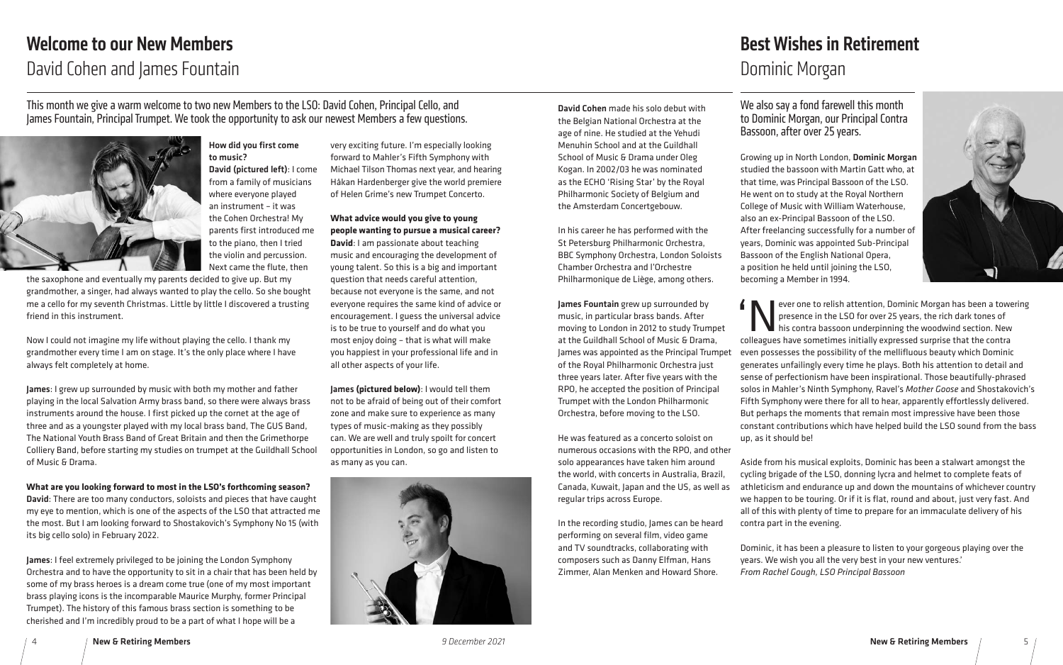# Welcome to our New Members

## David Cohen and James Fountain

This month we give a warm welcome to two new Members to the LSO: David Cohen, Principal Cello, and James Fountain, Principal Trumpet. We took the opportunity to ask our newest Members a few questions.

**How did you first come to music?**

**David (pictured left)**: I come from a family of musicians where everyone played an instrument – it was the Cohen Orchestra! My parents first introduced me to the piano, then I tried the violin and percussion. Next came the flute, then the saxophone and eventually my parents decided to give up. But my grandmother, a singer, had always wanted to play the cello. So she bought me a cello for my seventh Christmas. Little by little I discovered a trusting friend in this instrument.

Now I could not imagine my life without playing the cello. I thank my grandmother every time I am on stage. It's the only place where I have always felt completely at home.

**James**: I grew up surrounded by music with both my mother and father playing in the local Salvation Army brass band, so there were always brass instruments around the house. I first picked up the cornet at the age of three and as a youngster played with my local brass band, The GUS Band, The National Youth Brass Band of Great Britain and then the Grimethorpe Colliery Band, before starting my studies on trumpet at the Guildhall School of Music & Drama.

**What are you looking forward to most in the LSO's forthcoming season?**

**David**: There are too many conductors, soloists and pieces that have caught my eye to mention, which is one of the aspects of the LSO that attracted me the most. But I am looking forward to Shostakovich's Symphony No 15 (with its big cello solo) in February 2022.

**James**: I feel extremely privileged to be joining the London Symphony Orchestra and to have the opportunity to sit in a chair that has been held by some of my brass heroes is a dream come true (one of my most important brass playing icons is the incomparable Maurice Murphy, former Principal Trumpet). The history of this famous brass section is something to be cherished and I'm incredibly proud to be a part of what I hope will be a very exciting future. I'm especially looking forward to Mahler's Fifth Symphony with Michael Tilson Thomas next year, and hearing Håkan Hardenberger give the world premiere of Helen Grime's new Trumpet Concerto.

**What advice would you give to young people wanting to pursue a musical career?**

**David**: I am passionate about teaching music and encouraging the development of young talent. So this is a big and important question that needs careful attention, because not everyone is the same, and not everyone requires the same kind of advice or encouragement. I guess the universal advice is to be true to yourself and do what you most enjoy doing – that is what will make you happiest in your professional life and in all other aspects of your life.

**James (pictured below)**: I would tell them not to be afraid of being out of their comfort zone and make sure to experience as many types of music-making as they possibly can. We are well and truly spoilt for concert opportunities in London, so go and listen to as many as you can.

**David Cohen** made his solo debut with the Belgian National Orchestra at the age of nine. He studied at the Yehudi Menuhin School and at the Guildhall School of Music & Drama under Oleg Kogan. In 2002/03 he was nominated as the ECHO 'Rising Star' by the Royal Philharmonic Society of Belgium and the Amsterdam Concertgebouw.

In his career he has performed with the St Petersburg Philharmonic Orchestra, BBC Symphony Orchestra, London Soloists Chamber Orchestra and l'Orchestre Philharmonique de Liège, among others.

**James Fountain** grew up surrounded by music, in particular brass bands. After moving to London in 2012 to study Trumpet at the Guildhall School of Music & Drama, James was appointed as the Principal Trumpet of the Royal Philharmonic Orchestra just three years later. After five years with the RPO, he accepted the position of Principal Trumpet with the London Philharmonic Orchestra, before moving to the LSO.

He was featured as a concerto soloist on numerous occasions with the RPO, and other solo appearances have taken him around the world, with concerts in Australia, Brazil, Canada, Kuwait, Japan and the US, as well as regular trips across Europe.

In the recording studio, James can be heard performing on several film, video game and TV soundtracks, collaborating with composers such as Danny Elfman, Hans Zimmer, Alan Menken and Howard Shore.

# Best Wishes in Retirement

## Dominic Morgan

We also say a fond farewell this month to Dominic Morgan, our Principal Contra Bassoon, after over 25 years.

Growing up in North London, **Dominic Morgan** studied the bassoon with Martin Gatt who, at that time, was Principal Bassoon of the LSO. He went on to study at the Royal Northern College of Music with William Waterhouse, also an ex-Principal Bassoon of the LSO. After freelancing successfully for a number of years, Dominic was appointed Sub-Principal Bassoon of the English National Opera, a position he held until joining the LSO, becoming a Member in 1994.

'Never one to relish attention, Dominic Morgan has been a towering presence in the LSO for over 25 years, the rich dark tones of his contra bassoon underpinning the woodwind section. New colleagues have sometimes initially expressed surprise that the contra even possesses the possibility of the mellifluous beauty which Dominic generates unfailingly every time he plays. Both his attention to detail and sense of perfectionism have been inspirational. Those beautifully-phrased solos in Mahler's Ninth Symphony, Ravel's *Mother Goose* and Shostakovich's Fifth Symphony were there for all to hear, apparently effortlessly delivered. But perhaps the moments that remain most impressive have been those constant contributions which have helped build the LSO sound from the bass up, as it should be!

Aside from his musical exploits, Dominic has been a stalwart amongst the cycling brigade of the LSO, donning lycra and helmet to complete feats of athleticism and endurance up and down the mountains of whichever country we happen to be touring. Or if it is flat, round and about, just very fast. And all of this with plenty of time to prepare for an immaculate delivery of his contra part in the evening.

Dominic, it has been a pleasure to listen to your gorgeous playing over the years. We wish you all the very best in your new ventures.'

*From Rachel Gough, LSO Principal Bassoon*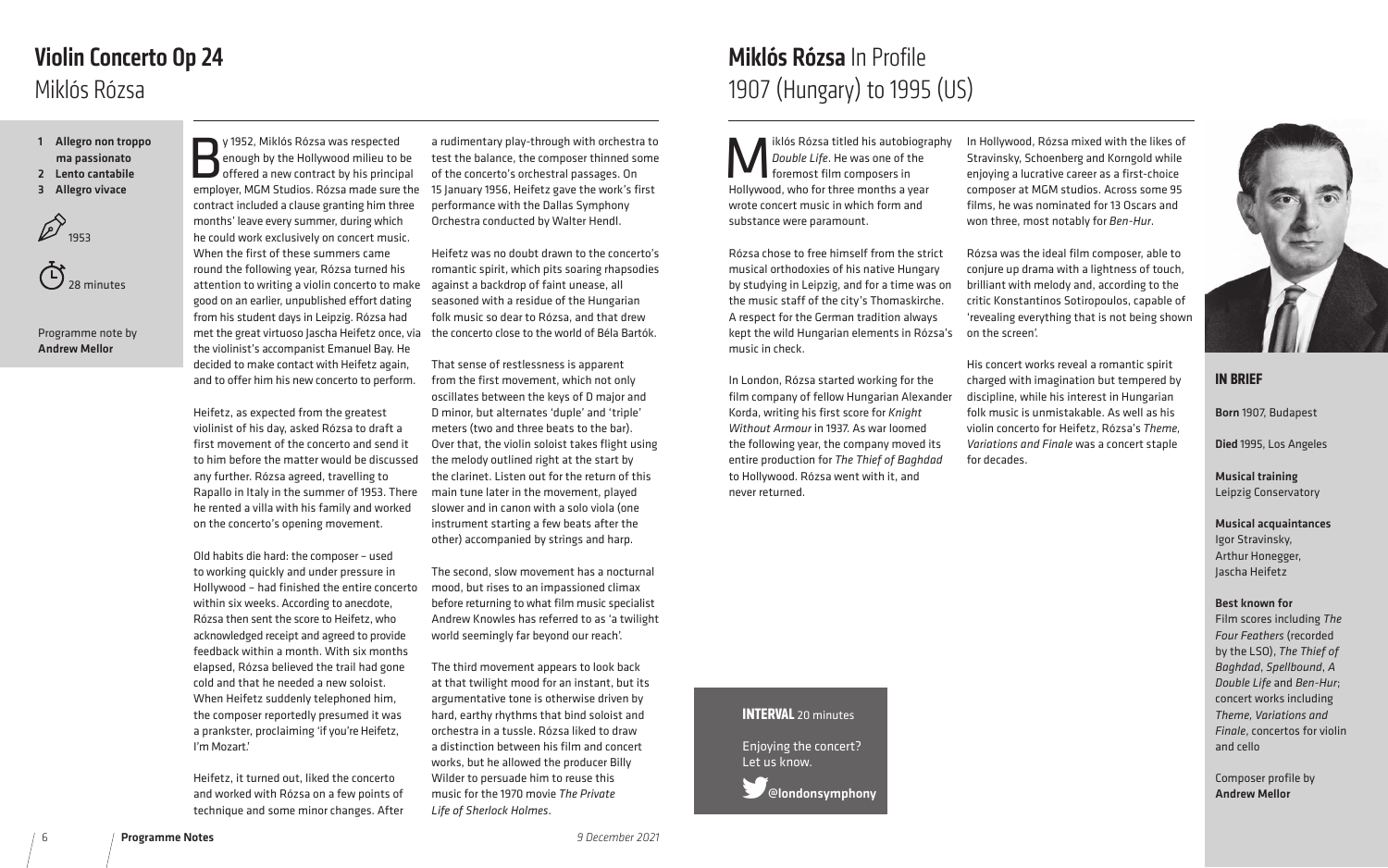# Violin Concerto Op 24
## Miklós Rózsa

1. Allegro non troppo ma passionato
2. Lento cantabile
3. Allegro vivace

1953

28 minutes

Programme note by **Andrew Mellor**

By 1952, Miklós Rózsa was respected enough by the Hollywood milieu to be offered a new contract by his principal employer, MGM Studios. Rózsa made sure the contract included a clause granting him three months' leave every summer, during which he could work exclusively on concert music. When the first of these summers came round the following year, Rózsa turned his attention to writing a violin concerto to make good on an earlier, unpublished effort dating from his student days in Leipzig. Rózsa had met the great virtuoso Jascha Heifetz once, via the violinist's accompanist Emanuel Bay. He decided to make contact with Heifetz again, and to offer him his new concerto to perform.

Heifetz, as expected from the greatest violinist of his day, asked Rózsa to draft a first movement of the concerto and send it to him before the matter would be discussed any further. Rózsa agreed, travelling to Rapallo in Italy in the summer of 1953. There he rented a villa with his family and worked on the concerto's opening movement.

Old habits die hard: the composer – used to working quickly and under pressure in Hollywood – had finished the entire concerto within six weeks. According to anecdote, Rózsa then sent the score to Heifetz, who acknowledged receipt and agreed to provide feedback within a month. With six months elapsed, Rózsa believed the trail had gone cold and that he needed a new soloist. When Heifetz suddenly telephoned him, the composer reportedly presumed it was a prankster, proclaiming 'if you're Heifetz, I'm Mozart.'

Heifetz, it turned out, liked the concerto and worked with Rózsa on a few points of technique and some minor changes. After a rudimentary play-through with orchestra to test the balance, the composer thinned some of the concerto's orchestral passages. On 15 January 1956, Heifetz gave the work's first performance with the Dallas Symphony Orchestra conducted by Walter Hendl.

Heifetz was no doubt drawn to the concerto's romantic spirit, which pits soaring rhapsodies against a backdrop of faint unease, all seasoned with a residue of the Hungarian folk music so dear to Rózsa, and that drew the concerto close to the world of Béla Bartók.

That sense of restlessness is apparent from the first movement, which not only oscillates between the keys of D major and D minor, but alternates 'duple' and 'triple' meters (two and three beats to the bar). Over that, the violin soloist takes flight using the melody outlined right at the start by the clarinet. Listen out for the return of this main tune later in the movement, played slower and in canon with a solo viola (one instrument starting a few beats after the other) accompanied by strings and harp.

The second, slow movement has a nocturnal mood, but rises to an impassioned climax before returning to what film music specialist Andrew Knowles has referred to as 'a twilight world seemingly far beyond our reach'.

The third movement appears to look back at that twilight mood for an instant, but its argumentative tone is otherwise driven by hard, earthy rhythms that bind soloist and orchestra in a tussle. Rózsa liked to draw a distinction between his film and concert works, but he allowed the producer Billy Wilder to persuade him to reuse this music for the 1970 movie *The Private Life of Sherlock Holmes*.

# Miklós Rózsa In Profile
## 1907 (Hungary) to 1995 (US)

Miklós Rózsa titled his autobiography *Double Life*. He was one of the foremost film composers in Hollywood, who for three months a year wrote concert music in which form and substance were paramount.

Rózsa chose to free himself from the strict musical orthodoxies of his native Hungary by studying in Leipzig, and for a time was on the music staff of the city's Thomaskirche. A respect for the German tradition always kept the wild Hungarian elements in Rózsa's music in check.

In London, Rózsa started working for the film company of fellow Hungarian Alexander Korda, writing his first score for *Knight Without Armour* in 1937. As war loomed the following year, the company moved its entire production for *The Thief of Baghdad* to Hollywood. Rózsa went with it, and never returned.

In Hollywood, Rózsa mixed with the likes of Stravinsky, Schoenberg and Korngold while enjoying a lucrative career as a first-choice composer at MGM studios. Across some 95 films, he was nominated for 13 Oscars and won three, most notably for *Ben-Hur*.

Rózsa was the ideal film composer, able to conjure up drama with a lightness of touch, brilliant with melody and, according to the critic Konstantinos Sotiropoulos, capable of 'revealing everything that is not being shown on the screen'.

His concert works reveal a romantic spirit charged with imagination but tempered by discipline, while his interest in Hungarian folk music is unmistakable. As well as his violin concerto for Heifetz, Rózsa's *Theme, Variations and Finale* was a concert staple for decades.

### In Brief

**Born** 1907, Budapest

**Died** 1995, Los Angeles

**Musical training**
Leipzig Conservatory

**Musical acquaintances**
Igor Stravinsky, Arthur Honegger, Jascha Heifetz

**Best known for**
Film scores including *The Four Feathers* (recorded by the LSO), *The Thief of Baghdad*, *Spellbound*, *A Double Life* and *Ben-Hur*; concert works including *Theme, Variations and Finale*, concertos for violin and cello

Composer profile by **Andrew Mellor**

**INTERVAL** 20 minutes

Enjoying the concert? Let us know.

@londonsymphony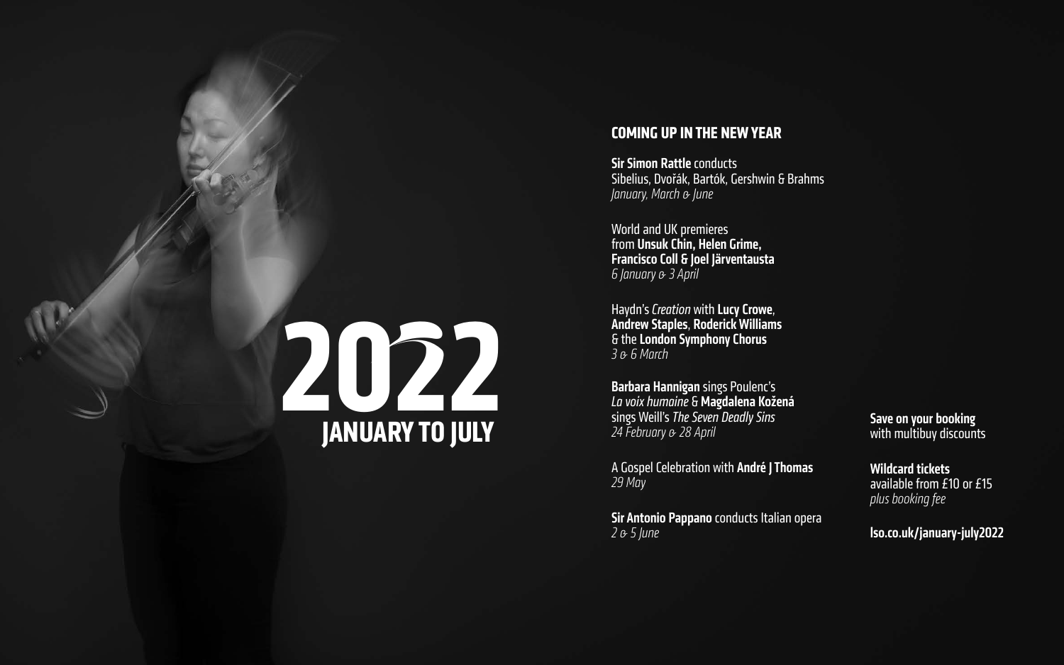# 2022

## JANUARY TO JULY

### COMING UP IN THE NEW YEAR

**Sir Simon Rattle** conducts
Sibelius, Dvořák, Bartók, Gershwin & Brahms
*January, March & June*

World and UK premieres
from **Unsuk Chin, Helen Grime, Francisco Coll & Joel Järventausta**
*6 January & 3 April*

Haydn's *Creation* with **Lucy Crowe**, **Andrew Staples**, **Roderick Williams** & the **London Symphony Chorus**
*3 & 6 March*

**Barbara Hannigan** sings Poulenc's *La voix humaine* & **Magdalena Kožená** sings Weill's *The Seven Deadly Sins*
*24 February & 28 April*

A Gospel Celebration with **André J Thomas**
*29 May*

**Sir Antonio Pappano** conducts Italian opera
*2 & 5 June*

**Save on your booking**
with multibuy discounts

**Wildcard tickets**
available from £10 or £15
*plus booking fee*

**lso.co.uk/january-july2022**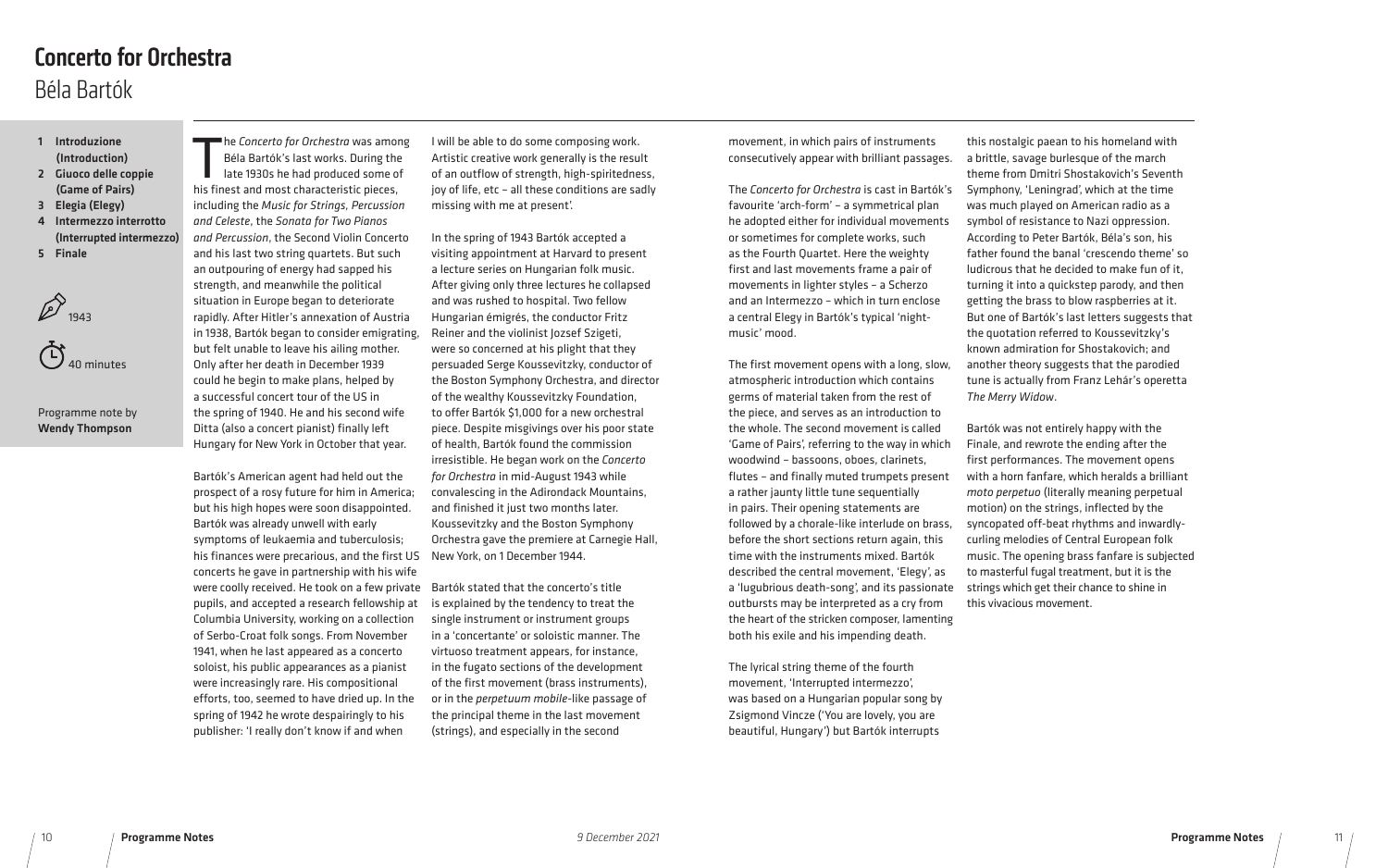# Concerto for Orchestra

## Béla Bartók

1. **Introduzione (Introduction)**
2. **Giuoco delle coppie (Game of Pairs)**
3. **Elegia (Elegy)**
4. **Intermezzo interrotto (Interrupted intermezzo)**
5. **Finale**

1943

40 minutes

Programme note by **Wendy Thompson**

The *Concerto for Orchestra* was among Béla Bartók's last works. During the late 1930s he had produced some of his finest and most characteristic pieces, including the *Music for Strings, Percussion and Celeste*, the *Sonata for Two Pianos and Percussion*, the Second Violin Concerto and his last two string quartets. But such an outpouring of energy had sapped his strength, and meanwhile the political situation in Europe began to deteriorate rapidly. After Hitler's annexation of Austria in 1938, Bartók began to consider emigrating, but felt unable to leave his ailing mother. Only after her death in December 1939 could he begin to make plans, helped by a successful concert tour of the US in the spring of 1940. He and his second wife Ditta (also a concert pianist) finally left Hungary for New York in October that year.

Bartók's American agent had held out the prospect of a rosy future for him in America; but his high hopes were soon disappointed. Bartók was already unwell with early symptoms of leukaemia and tuberculosis; his finances were precarious, and the first US concerts he gave in partnership with his wife were coolly received. He took on a few private pupils, and accepted a research fellowship at Columbia University, working on a collection of Serbo-Croat folk songs. From November 1941, when he last appeared as a concerto soloist, his public appearances as a pianist were increasingly rare. His compositional efforts, too, seemed to have dried up. In the spring of 1942 he wrote despairingly to his publisher: 'I really don't know if and when I will be able to do some composing work. Artistic creative work generally is the result of an outflow of strength, high-spiritedness, joy of life, etc – all these conditions are sadly missing with me at present'.

In the spring of 1943 Bartók accepted a visiting appointment at Harvard to present a lecture series on Hungarian folk music. After giving only three lectures he collapsed and was rushed to hospital. Two fellow Hungarian émigrés, the conductor Fritz Reiner and the violinist Jozsef Szigeti, were so concerned at his plight that they persuaded Serge Koussevitzky, conductor of the Boston Symphony Orchestra, and director of the wealthy Koussevitzky Foundation, to offer Bartók $1,000 for a new orchestral piece. Despite misgivings over his poor state of health, Bartók found the commission irresistible. He began work on the *Concerto for Orchestra* in mid-August 1943 while convalescing in the Adirondack Mountains, and finished it just two months later. Koussevitzky and the Boston Symphony Orchestra gave the premiere at Carnegie Hall, New York, on 1 December 1944.

Bartók stated that the concerto's title is explained by the tendency to treat the single instrument or instrument groups in a 'concertante' or soloistic manner. The virtuoso treatment appears, for instance, in the fugato sections of the development of the first movement (brass instruments), or in the *perpetuum mobile*-like passage of the principal theme in the last movement (strings), and especially in the second movement, in which pairs of instruments consecutively appear with brilliant passages.

The *Concerto for Orchestra* is cast in Bartók's favourite 'arch-form' – a symmetrical plan he adopted either for individual movements or sometimes for complete works, such as the Fourth Quartet. Here the weighty first and last movements frame a pair of movements in lighter styles – a Scherzo and an Intermezzo – which in turn enclose a central Elegy in Bartók's typical 'night-music' mood.

The first movement opens with a long, slow, atmospheric introduction which contains germs of material taken from the rest of the piece, and serves as an introduction to the whole. The second movement is called 'Game of Pairs', referring to the way in which woodwind – bassoons, oboes, clarinets, flutes – and finally muted trumpets present a rather jaunty little tune sequentially in pairs. Their opening statements are followed by a chorale-like interlude on brass, before the short sections return again, this time with the instruments mixed. Bartók described the central movement, 'Elegy', as a 'lugubrious death-song', and its passionate outbursts may be interpreted as a cry from the heart of the stricken composer, lamenting both his exile and his impending death.

The lyrical string theme of the fourth movement, 'Interrupted intermezzo', was based on a Hungarian popular song by Zsigmond Vincze ('You are lovely, you are beautiful, Hungary') but Bartók interrupts this nostalgic paean to his homeland with a brittle, savage burlesque of the march theme from Dmitri Shostakovich's Seventh Symphony, 'Leningrad', which at the time was much played on American radio as a symbol of resistance to Nazi oppression. According to Peter Bartók, Béla's son, his father found the banal 'crescendo theme' so ludicrous that he decided to make fun of it, turning it into a quickstep parody, and then getting the brass to blow raspberries at it. But one of Bartók's last letters suggests that the quotation referred to Koussevitzky's known admiration for Shostakovich; and another theory suggests that the parodied tune is actually from Franz Lehár's operetta *The Merry Widow*.

Bartók was not entirely happy with the Finale, and rewrote the ending after the first performances. The movement opens with a horn fanfare, which heralds a brilliant *moto perpetuo* (literally meaning perpetual motion) on the strings, inflected by the syncopated off-beat rhythms and inwardly-curling melodies of Central European folk music. The opening brass fanfare is subjected to masterful fugal treatment, but it is the strings which get their chance to shine in this vivacious movement.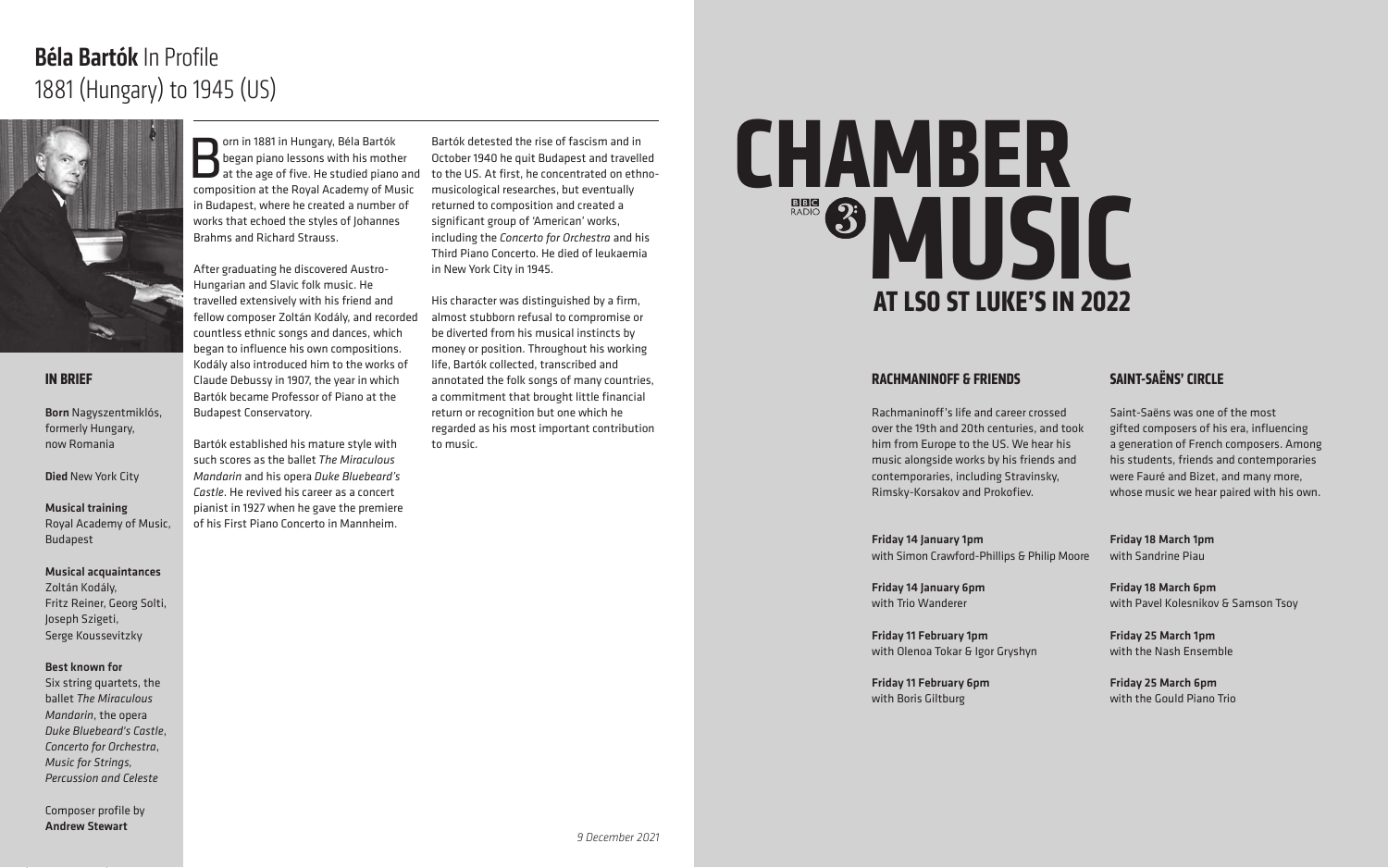# Béla Bartók In Profile
## 1881 (Hungary) to 1945 (US)

Born in 1881 in Hungary, Béla Bartók began piano lessons with his mother at the age of five. He studied piano and composition at the Royal Academy of Music in Budapest, where he created a number of works that echoed the styles of Johannes Brahms and Richard Strauss.

After graduating he discovered Austro-Hungarian and Slavic folk music. He travelled extensively with his friend and fellow composer Zoltán Kodály, and recorded countless ethnic songs and dances, which began to influence his own compositions. Kodály also introduced him to the works of Claude Debussy in 1907, the year in which Bartók became Professor of Piano at the Budapest Conservatory.

Bartók established his mature style with such scores as the ballet *The Miraculous Mandarin* and his opera *Duke Bluebeard's Castle*. He revived his career as a concert pianist in 1927 when he gave the premiere of his First Piano Concerto in Mannheim.

Bartók detested the rise of fascism and in October 1940 he quit Budapest and travelled to the US. At first, he concentrated on ethno-musicological researches, but eventually returned to composition and created a significant group of 'American' works, including the *Concerto for Orchestra* and his Third Piano Concerto. He died of leukaemia in New York City in 1945.

His character was distinguished by a firm, almost stubborn refusal to compromise or be diverted from his musical instincts by money or position. Throughout his working life, Bartók collected, transcribed and annotated the folk songs of many countries, a commitment that brought little financial return or recognition but one which he regarded as his most important contribution to music.

### IN BRIEF

**Born** Nagyszentmiklós, formerly Hungary, now Romania

**Died** New York City

**Musical training**
Royal Academy of Music, Budapest

**Musical acquaintances**
Zoltán Kodály, Fritz Reiner, Georg Solti, Joseph Szigeti, Serge Koussevitzky

**Best known for**
Six string quartets, the ballet *The Miraculous Mandarin*, the opera *Duke Bluebeard's Castle*, *Concerto for Orchestra*, *Music for Strings, Percussion and Celeste*

Composer profile by **Andrew Stewart**

*9 December 2021*

# CHAMBER MUSIC
## BBC Radio 3
## AT LSO ST LUKE'S IN 2022

### RACHMANINOFF & FRIENDS

Rachmaninoff's life and career crossed over the 19th and 20th centuries, and took him from Europe to the US. We hear his music alongside works by his friends and contemporaries, including Stravinsky, Rimsky-Korsakov and Prokofiev.

**Friday 14 January 1pm**
with Simon Crawford-Phillips & Philip Moore

**Friday 14 January 6pm**
with Trio Wanderer

**Friday 11 February 1pm**
with Olenoa Tokar & Igor Gryshyn

**Friday 11 February 6pm**
with Boris Giltburg

### SAINT-SAËNS' CIRCLE

Saint-Saëns was one of the most gifted composers of his era, influencing a generation of French composers. Among his students, friends and contemporaries were Fauré and Bizet, and many more, whose music we hear paired with his own.

**Friday 18 March 1pm**
with Sandrine Piau

**Friday 18 March 6pm**
with Pavel Kolesnikov & Samson Tsoy

**Friday 25 March 1pm**
with the Nash Ensemble

**Friday 25 March 6pm**
with the Gould Piano Trio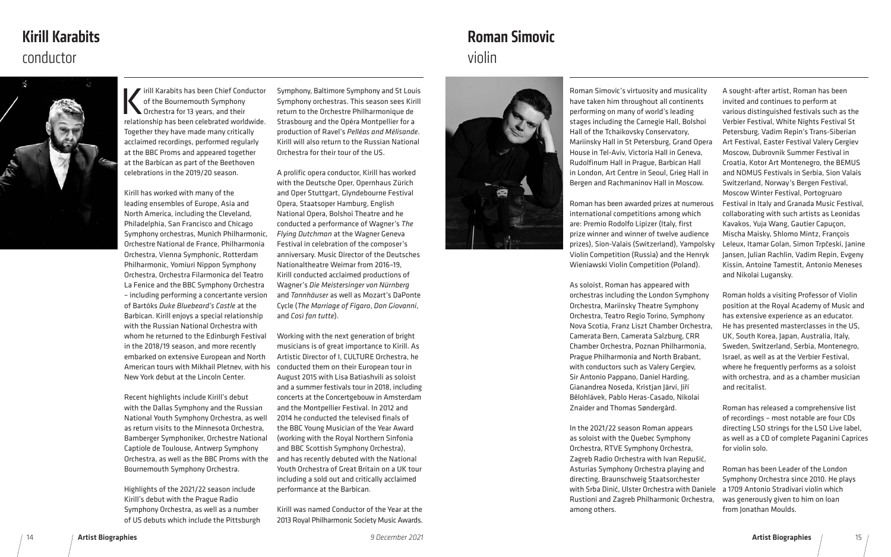# Kirill Karabits

## conductor

Kirill Karabits has been Chief Conductor of the Bournemouth Symphony Orchestra for 13 years, and their relationship has been celebrated worldwide. Together they have made many critically acclaimed recordings, performed regularly at the BBC Proms and appeared together at the Barbican as part of the Beethoven celebrations in the 2019/20 season.

Kirill has worked with many of the leading ensembles of Europe, Asia and North America, including the Cleveland, Philadelphia, San Francisco and Chicago Symphony orchestras, Munich Philharmonic, Orchestre National de France, Philharmonia Orchestra, Vienna Symphonic, Rotterdam Philharmonic, Yomiuri Nippon Symphony Orchestra, Orchestra Filarmonica del Teatro La Fenice and the BBC Symphony Orchestra – including performing a concertante version of Bartóks *Duke Bluebeard's Castle* at the Barbican. Kirill enjoys a special relationship with the Russian National Orchestra with whom he returned to the Edinburgh Festival in the 2018/19 season, and more recently embarked on extensive European and North American tours with Mikhail Pletnev, with his New York debut at the Lincoln Center.

Recent highlights include Kirill's debut with the Dallas Symphony and the Russian National Youth Symphony Orchestra, as well as return visits to the Minnesota Orchestra, Bamberger Symphoniker, Orchestre National Captiole de Toulouse, Antwerp Symphony Orchestra, as well as the BBC Proms with the Bournemouth Symphony Orchestra.

Highlights of the 2021/22 season include Kirill's debut with the Prague Radio Symphony Orchestra, as well as a number of US debuts which include the Pittsburgh Symphony, Baltimore Symphony and St Louis Symphony orchestras. This season sees Kirill return to the Orchestre Philharmonique de Strasbourg and the Opéra Montpellier for a production of Ravel's *Pelléas and Mélisande*. Kirill will also return to the Russian National Orchestra for their tour of the US.

A prolific opera conductor, Kirill has worked with the Deutsche Oper, Opernhaus Zürich and Oper Stuttgart, Glyndebourne Festival Opera, Staatsoper Hamburg, English National Opera, Bolshoi Theatre and he conducted a performance of Wagner's *The Flying Dutchman* at the Wagner Geneva Festival in celebration of the composer's anniversary. Music Director of the Deutsches Nationaltheatre Weimar from 2016–19, Kirill conducted acclaimed productions of Wagner's *Die Meistersinger von Nürnberg* and *Tannhäuser* as well as Mozart's DaPonte Cycle (*The Marriage of Figaro*, *Don Giovanni*, and *Cosi fan tutte*).

Working with the next generation of bright musicians is of great importance to Kirill. As Artistic Director of I, CULTURE Orchestra, he conducted them on their European tour in August 2015 with Lisa Batiashvili as soloist and a summer festivals tour in 2018, including concerts at the Concertgebouw in Amsterdam and the Montpellier Festival. In 2012 and 2014 he conducted the televised finals of the BBC Young Musician of the Year Award (working with the Royal Northern Sinfonia and BBC Scottish Symphony Orchestra), and has recently debuted with the National Youth Orchestra of Great Britain on a UK tour including a sold out and critically acclaimed performance at the Barbican.

Kirill was named Conductor of the Year at the 2013 Royal Philharmonic Society Music Awards.

# Roman Simovic

## violin

Roman Simovic's virtuosity and musicality have taken him throughout all continents performing on many of world's leading stages including the Carnegie Hall, Bolshoi Hall of the Tchaikovsky Conservatory, Mariinsky Hall in St Petersburg, Grand Opera House in Tel-Aviv, Victoria Hall in Geneva, Rudolfinum Hall in Prague, Barbican Hall in London, Art Centre in Seoul, Grieg Hall in Bergen and Rachmaninov Hall in Moscow.

Roman has been awarded prizes at numerous international competitions among which are: Premio Rodolfo Lipizer (Italy, first prize winner and winner of twelve audience prizes), Sion-Valais (Switzerland), Yampolsky Violin Competition (Russia) and the Henryk Wieniawski Violin Competition (Poland).

As soloist, Roman has appeared with orchestras including the London Symphony Orchestra, Mariinsky Theatre Symphony Orchestra, Teatro Regio Torino, Symphony Nova Scotia, Franz Liszt Chamber Orchestra, Camerata Bern, Camerata Salzburg, CRR Chamber Orchestra, Poznan Philharmonia, Prague Philharmonia and North Brabant, with conductors such as Valery Gergiev, Sir Antonio Pappano, Daniel Harding, Gianandrea Noseda, Kristjan Järvi, Jiří Bělohlávek, Pablo Heras-Casado, Nikolai Znaider and Thomas Søndergård.

In the 2021/22 season Roman appears as soloist with the Quebec Symphony Orchestra, RTVE Symphony Orchestra, Zagreb Radio Orchestra with Ivan Repušić, Asturias Symphony Orchestra playing and directing, Braunschweig Staatsorchester with Srba Dinić, Ulster Orchestra with Daniele Rustioni and Zagreb Philharmonic Orchestra, among others.

A sought-after artist, Roman has been invited and continues to perform at various distinguished festivals such as the Verbier Festival, White Nights Festival St Petersburg, Vadim Repin's Trans-Siberian Art Festival, Easter Festival Valery Gergiev Moscow, Dubrovnik Summer Festival in Croatia, Kotor Art Montenegro, the BEMUS and NOMUS Festivals in Serbia, Sion Valais Switzerland, Norway's Bergen Festival, Moscow Winter Festival, Portogruaro Festival in Italy and Granada Music Festival, collaborating with such artists as Leonidas Kavakos, Yuja Wang, Gautier Capuçon, Mischa Maisky, Shlomo Mintz, François Leleux, Itamar Golan, Simon Trpčeski, Janine Jansen, Julian Rachlin, Vadim Repin, Evgeny Kissin, Antoine Tamestit, Antonio Meneses and Nikolai Lugansky.

Roman holds a visiting Professor of Violin position at the Royal Academy of Music and has extensive experience as an educator. He has presented masterclasses in the US, UK, South Korea, Japan, Australia, Italy, Sweden, Switzerland, Serbia, Montenegro, Israel, as well as at the Verbier Festival, where he frequently performs as a soloist with orchestra, and as a chamber musician and recitalist.

Roman has released a comprehensive list of recordings – most notable are four CDs directing LSO strings for the LSO Live label, as well as a CD of complete Paganini Caprices for violin solo.

Roman has been Leader of the London Symphony Orchestra since 2010. He plays a 1709 Antonio Stradivari violin which was generously given to him on loan from Jonathan Moulds.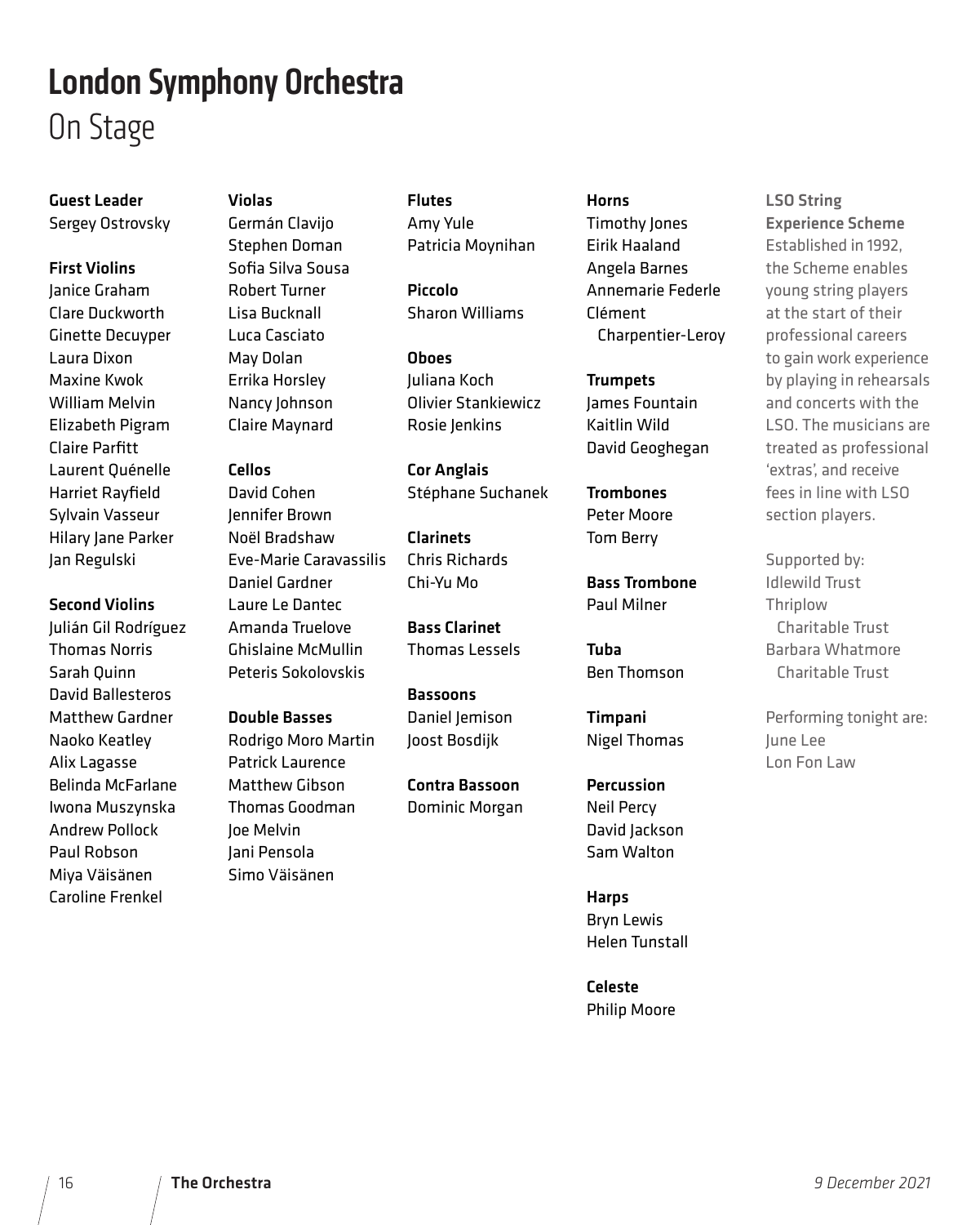# London Symphony Orchestra

## On Stage

**Guest Leader**
Sergey Ostrovsky

**First Violins**
Janice Graham
Clare Duckworth
Ginette Decuyper
Laura Dixon
Maxine Kwok
William Melvin
Elizabeth Pigram
Claire Parfitt
Laurent Quénelle
Harriet Rayfield
Sylvain Vasseur
Hilary Jane Parker
Jan Regulski

**Second Violins**
Julián Gil Rodríguez
Thomas Norris
Sarah Quinn
David Ballesteros
Matthew Gardner
Naoko Keatley
Alix Lagasse
Belinda McFarlane
Iwona Muszynska
Andrew Pollock
Paul Robson
Miya Väisänen
Caroline Frenkel

**Violas**
Germán Clavijo
Stephen Doman
Sofia Silva Sousa
Robert Turner
Lisa Bucknall
Luca Casciato
May Dolan
Errika Horsley
Nancy Johnson
Claire Maynard

**Cellos**
David Cohen
Jennifer Brown
Noël Bradshaw
Eve-Marie Caravassilis
Daniel Gardner
Laure Le Dantec
Amanda Truelove
Ghislaine McMullin
Peteris Sokolovskis

**Double Basses**
Rodrigo Moro Martin
Patrick Laurence
Matthew Gibson
Thomas Goodman
Joe Melvin
Jani Pensola
Simo Väisänen

**Flutes**
Amy Yule
Patricia Moynihan

**Piccolo**
Sharon Williams

**Oboes**
Juliana Koch
Olivier Stankiewicz
Rosie Jenkins

**Cor Anglais**
Stéphane Suchanek

**Clarinets**
Chris Richards
Chi-Yu Mo

**Bass Clarinet**
Thomas Lessels

**Bassoons**
Daniel Jemison
Joost Bosdijk

**Contra Bassoon**
Dominic Morgan

**Horns**
Timothy Jones
Eirik Haaland
Angela Barnes
Annemarie Federle
Clément Charpentier-Leroy

**Trumpets**
James Fountain
Kaitlin Wild
David Geoghegan

**Trombones**
Peter Moore
Tom Berry

**Bass Trombone**
Paul Milner

**Tuba**
Ben Thomson

**Timpani**
Nigel Thomas

**Percussion**
Neil Percy
David Jackson
Sam Walton

**Harps**
Bryn Lewis
Helen Tunstall

**Celeste**
Philip Moore

**LSO String Experience Scheme**
Established in 1992, the Scheme enables young string players at the start of their professional careers to gain work experience by playing in rehearsals and concerts with the LSO. The musicians are treated as professional 'extras', and receive fees in line with LSO section players.

Supported by:
Idlewild Trust
Thriplow Charitable Trust
Barbara Whatmore Charitable Trust

Performing tonight are:
June Lee
Lon Fon Law